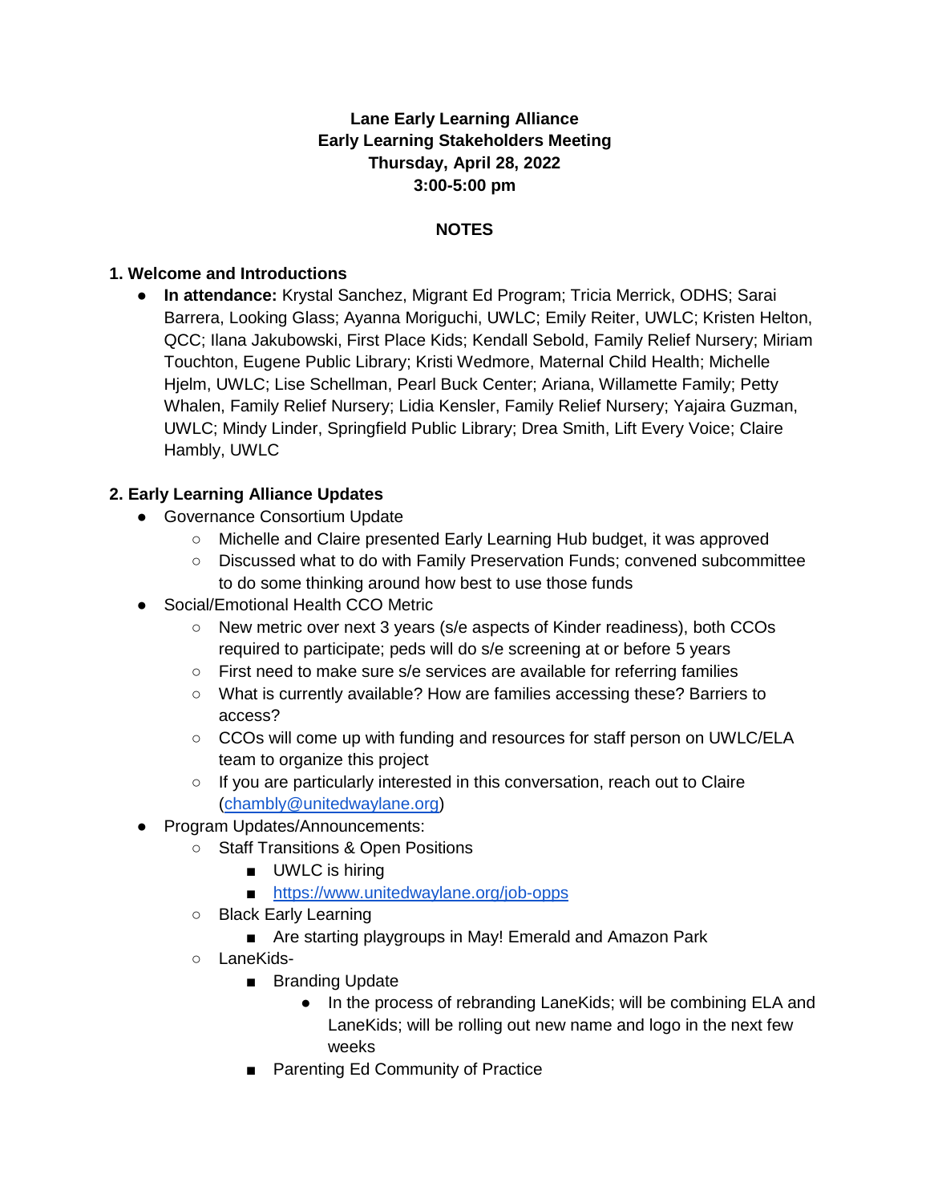**Lane Early Learning Alliance**
**Early Learning Stakeholders Meeting**
**Thursday, April 28, 2022**
**3:00-5:00 pm**

**NOTES**

## 1. Welcome and Introductions

- **In attendance:** Krystal Sanchez, Migrant Ed Program; Tricia Merrick, ODHS; Sarai Barrera, Looking Glass; Ayanna Moriguchi, UWLC; Emily Reiter, UWLC; Kristen Helton, QCC; Ilana Jakubowski, First Place Kids; Kendall Sebold, Family Relief Nursery; Miriam Touchton, Eugene Public Library; Kristi Wedmore, Maternal Child Health; Michelle Hjelm, UWLC; Lise Schellman, Pearl Buck Center; Ariana, Willamette Family; Petty Whalen, Family Relief Nursery; Lidia Kensler, Family Relief Nursery; Yajaira Guzman, UWLC; Mindy Linder, Springfield Public Library; Drea Smith, Lift Every Voice; Claire Hambly, UWLC

## 2. Early Learning Alliance Updates

- Governance Consortium Update
  - Michelle and Claire presented Early Learning Hub budget, it was approved
  - Discussed what to do with Family Preservation Funds; convened subcommittee to do some thinking around how best to use those funds
- Social/Emotional Health CCO Metric
  - New metric over next 3 years (s/e aspects of Kinder readiness), both CCOs required to participate; peds will do s/e screening at or before 5 years
  - First need to make sure s/e services are available for referring families
  - What is currently available? How are families accessing these? Barriers to access?
  - CCOs will come up with funding and resources for staff person on UWLC/ELA team to organize this project
  - If you are particularly interested in this conversation, reach out to Claire ([chambly@unitedwaylane.org](mailto:chambly@unitedwaylane.org))
- Program Updates/Announcements:
  - Staff Transitions & Open Positions
    - UWLC is hiring
    - [https://www.unitedwaylane.org/job-opps](https://www.unitedwaylane.org/job-opps)
  - Black Early Learning
    - Are starting playgroups in May! Emerald and Amazon Park
  - LaneKids-
    - Branding Update
      - In the process of rebranding LaneKids; will be combining ELA and LaneKids; will be rolling out new name and logo in the next few weeks
    - Parenting Ed Community of Practice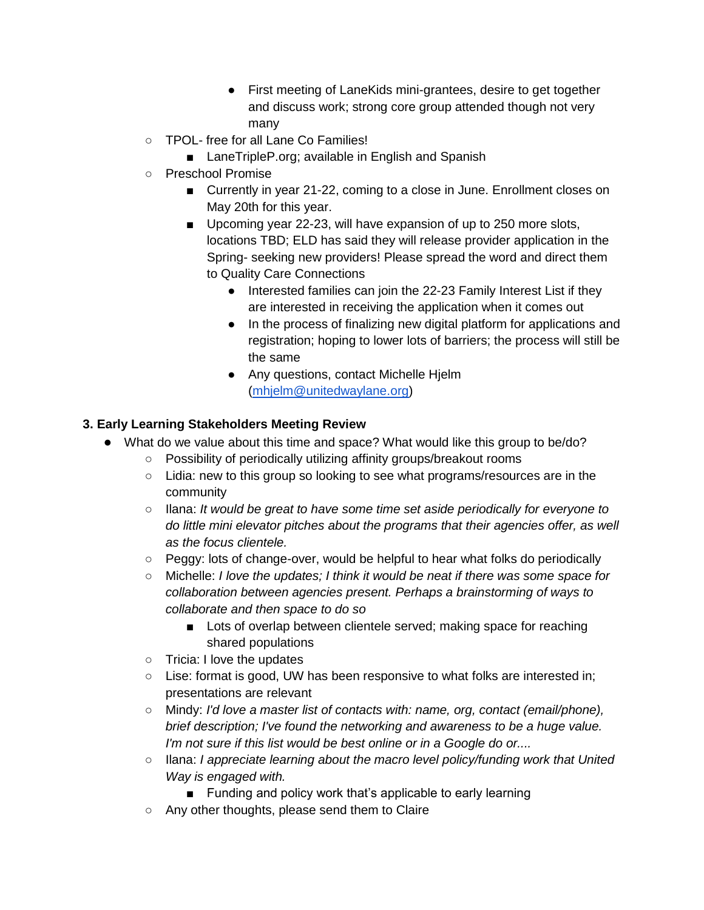- First meeting of LaneKids mini-grantees, desire to get together and discuss work; strong core group attended though not very many
    - TPOL- free for all Lane Co Families!
        - LaneTripleP.org; available in English and Spanish
    - Preschool Promise
        - Currently in year 21-22, coming to a close in June. Enrollment closes on May 20th for this year.
        - Upcoming year 22-23, will have expansion of up to 250 more slots, locations TBD; ELD has said they will release provider application in the Spring- seeking new providers! Please spread the word and direct them to Quality Care Connections
            - Interested families can join the 22-23 Family Interest List if they are interested in receiving the application when it comes out
            - In the process of finalizing new digital platform for applications and registration; hoping to lower lots of barriers; the process will still be the same
            - Any questions, contact Michelle Hjelm (mhjelm@unitedwaylane.org)

### 3. Early Learning Stakeholders Meeting Review

- What do we value about this time and space? What would like this group to be/do?
    - Possibility of periodically utilizing affinity groups/breakout rooms
    - Lidia: new to this group so looking to see what programs/resources are in the community
    - Ilana: *It would be great to have some time set aside periodically for everyone to do little mini elevator pitches about the programs that their agencies offer, as well as the focus clientele.*
    - Peggy: lots of change-over, would be helpful to hear what folks do periodically
    - Michelle: *I love the updates; I think it would be neat if there was some space for collaboration between agencies present. Perhaps a brainstorming of ways to collaborate and then space to do so*
        - Lots of overlap between clientele served; making space for reaching shared populations
    - Tricia: I love the updates
    - Lise: format is good, UW has been responsive to what folks are interested in; presentations are relevant
    - Mindy: *I'd love a master list of contacts with: name, org, contact (email/phone), brief description; I've found the networking and awareness to be a huge value. I'm not sure if this list would be best online or in a Google do or....*
    - Ilana: *I appreciate learning about the macro level policy/funding work that United Way is engaged with.*
        - Funding and policy work that's applicable to early learning
    - Any other thoughts, please send them to Claire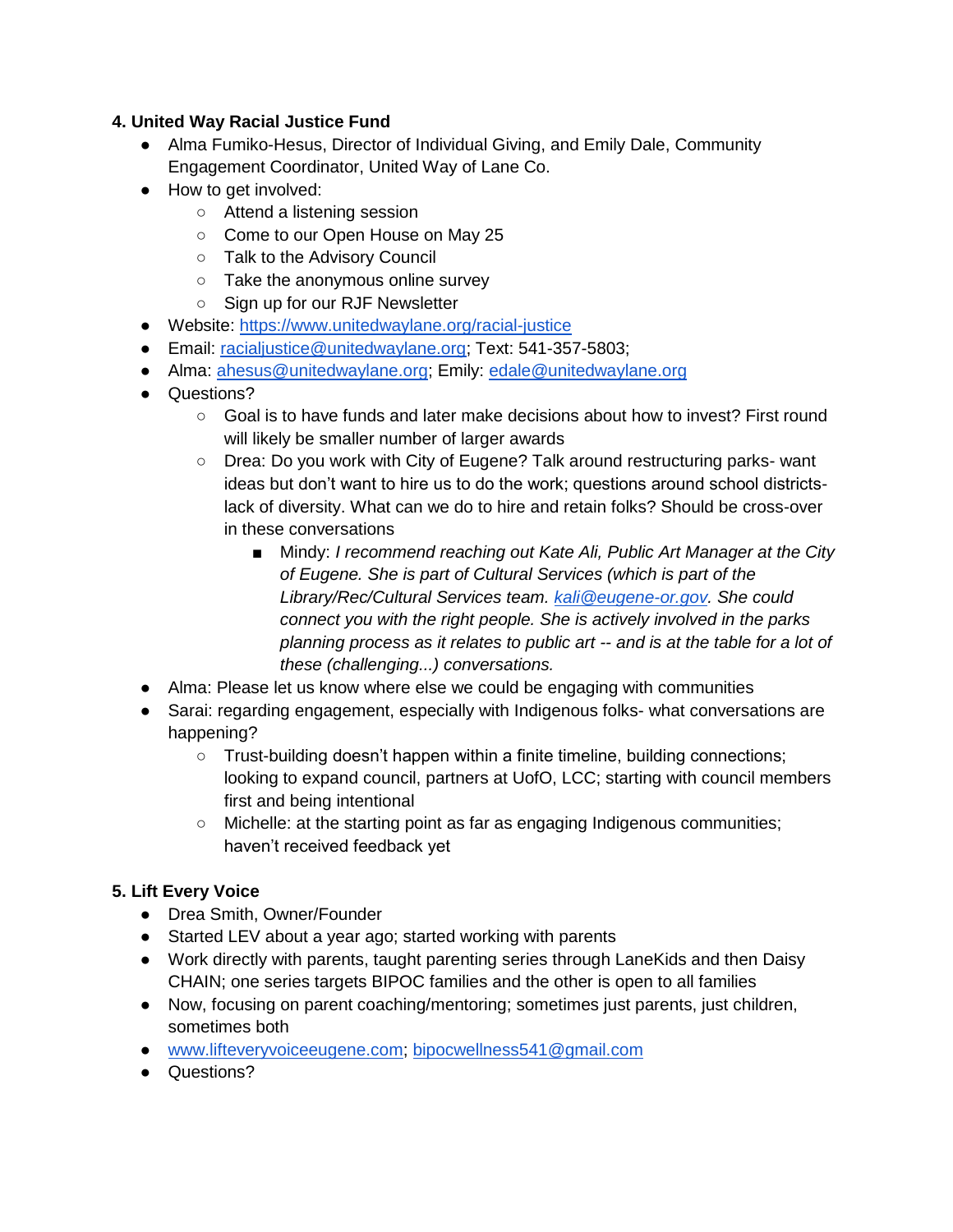**4. United Way Racial Justice Fund**

- Alma Fumiko-Hesus, Director of Individual Giving, and Emily Dale, Community Engagement Coordinator, United Way of Lane Co.
- How to get involved:
    - Attend a listening session
    - Come to our Open House on May 25
    - Talk to the Advisory Council
    - Take the anonymous online survey
    - Sign up for our RJF Newsletter
- Website: [https://www.unitedwaylane.org/racial-justice](https://www.unitedwaylane.org/racial-justice)
- Email: [racialjustice@unitedwaylane.org](mailto:racialjustice@unitedwaylane.org); Text: 541-357-5803;
- Alma: [ahesus@unitedwaylane.org](mailto:ahesus@unitedwaylane.org); Emily: [edale@unitedwaylane.org](mailto:edale@unitedwaylane.org)
- Questions?
    - Goal is to have funds and later make decisions about how to invest? First round will likely be smaller number of larger awards
    - Drea: Do you work with City of Eugene? Talk around restructuring parks- want ideas but don't want to hire us to do the work; questions around school districts- lack of diversity. What can we do to hire and retain folks? Should be cross-over in these conversations
        - Mindy: *I recommend reaching out Kate Ali, Public Art Manager at the City of Eugene. She is part of Cultural Services (which is part of the Library/Rec/Cultural Services team. [kali@eugene-or.gov](mailto:kali@eugene-or.gov). She could connect you with the right people. She is actively involved in the parks planning process as it relates to public art -- and is at the table for a lot of these (challenging...) conversations.*
- Alma: Please let us know where else we could be engaging with communities
- Sarai: regarding engagement, especially with Indigenous folks- what conversations are happening?
    - Trust-building doesn't happen within a finite timeline, building connections; looking to expand council, partners at UofO, LCC; starting with council members first and being intentional
    - Michelle: at the starting point as far as engaging Indigenous communities; haven't received feedback yet

**5. Lift Every Voice**

- Drea Smith, Owner/Founder
- Started LEV about a year ago; started working with parents
- Work directly with parents, taught parenting series through LaneKids and then Daisy CHAIN; one series targets BIPOC families and the other is open to all families
- Now, focusing on parent coaching/mentoring; sometimes just parents, just children, sometimes both
- [www.lifteveryvoiceeugene.com](http://www.lifteveryvoiceeugene.com); [bipocwellness541@gmail.com](mailto:bipocwellness541@gmail.com)
- Questions?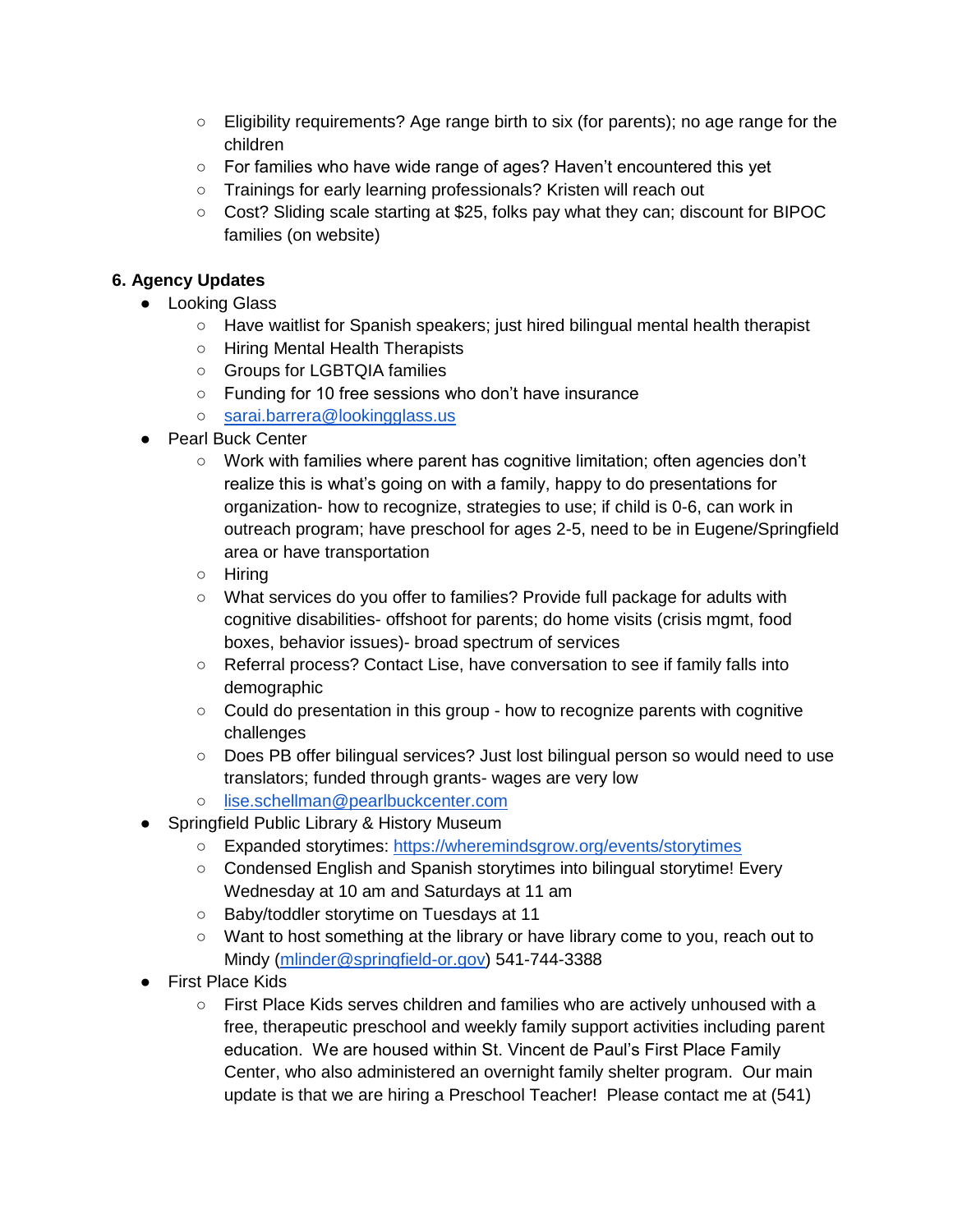- Eligibility requirements? Age range birth to six (for parents); no age range for the children
- For families who have wide range of ages? Haven't encountered this yet
- Trainings for early learning professionals? Kristen will reach out
- Cost? Sliding scale starting at $25, folks pay what they can; discount for BIPOC families (on website)

**6. Agency Updates**

- Looking Glass
  - Have waitlist for Spanish speakers; just hired bilingual mental health therapist
  - Hiring Mental Health Therapists
  - Groups for LGBTQIA families
  - Funding for 10 free sessions who don't have insurance
  - [sarai.barrera@lookingglass.us](mailto:sarai.barrera@lookingglass.us)
- Pearl Buck Center
  - Work with families where parent has cognitive limitation; often agencies don't realize this is what's going on with a family, happy to do presentations for organization- how to recognize, strategies to use; if child is 0-6, can work in outreach program; have preschool for ages 2-5, need to be in Eugene/Springfield area or have transportation
  - Hiring
  - What services do you offer to families? Provide full package for adults with cognitive disabilities- offshoot for parents; do home visits (crisis mgmt, food boxes, behavior issues)- broad spectrum of services
  - Referral process? Contact Lise, have conversation to see if family falls into demographic
  - Could do presentation in this group - how to recognize parents with cognitive challenges
  - Does PB offer bilingual services? Just lost bilingual person so would need to use translators; funded through grants- wages are very low
  - [lise.schellman@pearlbuckcenter.com](mailto:lise.schellman@pearlbuckcenter.com)
- Springfield Public Library & History Museum
  - Expanded storytimes: [https://wheremindsgrow.org/events/storytimes](https://wheremindsgrow.org/events/storytimes)
  - Condensed English and Spanish storytimes into bilingual storytime! Every Wednesday at 10 am and Saturdays at 11 am
  - Baby/toddler storytime on Tuesdays at 11
  - Want to host something at the library or have library come to you, reach out to Mindy ([mlinder@springfield-or.gov](mailto:mlinder@springfield-or.gov)) 541-744-3388
- First Place Kids
  - First Place Kids serves children and families who are actively unhoused with a free, therapeutic preschool and weekly family support activities including parent education. We are housed within St. Vincent de Paul's First Place Family Center, who also administered an overnight family shelter program. Our main update is that we are hiring a Preschool Teacher! Please contact me at (541)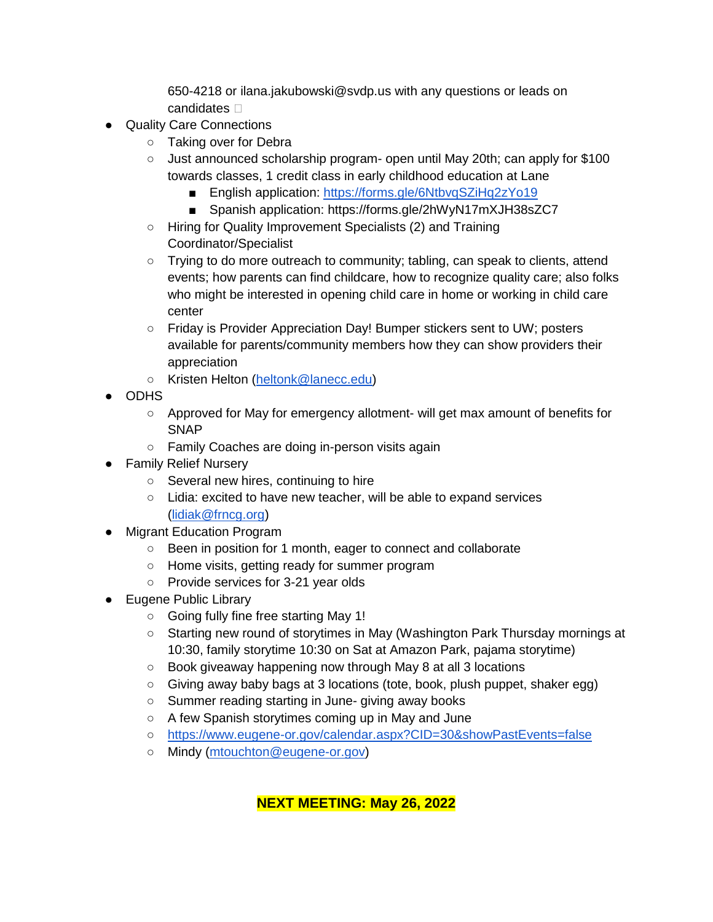650-4218 or ilana.jakubowski@svdp.us with any questions or leads on candidates 

- Quality Care Connections
  - Taking over for Debra
  - Just announced scholarship program- open until May 20th; can apply for $100 towards classes, 1 credit class in early childhood education at Lane
    - English application: [https://forms.gle/6NtbvqSZiHq2zYo19](https://forms.gle/6NtbvqSZiHq2zYo19)
    - Spanish application: https://forms.gle/2hWyN17mXJH38sZC7
  - Hiring for Quality Improvement Specialists (2) and Training Coordinator/Specialist
  - Trying to do more outreach to community; tabling, can speak to clients, attend events; how parents can find childcare, how to recognize quality care; also folks who might be interested in opening child care in home or working in child care center
  - Friday is Provider Appreciation Day! Bumper stickers sent to UW; posters available for parents/community members how they can show providers their appreciation
  - Kristen Helton ([heltonk@lanecc.edu](mailto:heltonk@lanecc.edu))
- ODHS
  - Approved for May for emergency allotment- will get max amount of benefits for SNAP
  - Family Coaches are doing in-person visits again
- Family Relief Nursery
  - Several new hires, continuing to hire
  - Lidia: excited to have new teacher, will be able to expand services ([lidiak@frncg.org](mailto:lidiak@frncg.org))
- Migrant Education Program
  - Been in position for 1 month, eager to connect and collaborate
  - Home visits, getting ready for summer program
  - Provide services for 3-21 year olds
- Eugene Public Library
  - Going fully fine free starting May 1!
  - Starting new round of storytimes in May (Washington Park Thursday mornings at 10:30, family storytime 10:30 on Sat at Amazon Park, pajama storytime)
  - Book giveaway happening now through May 8 at all 3 locations
  - Giving away baby bags at 3 locations (tote, book, plush puppet, shaker egg)
  - Summer reading starting in June- giving away books
  - A few Spanish storytimes coming up in May and June
  - [https://www.eugene-or.gov/calendar.aspx?CID=30&showPastEvents=false](https://www.eugene-or.gov/calendar.aspx?CID=30&showPastEvents=false)
  - Mindy ([mtouchton@eugene-or.gov](mailto:mtouchton@eugene-or.gov))

**NEXT MEETING: May 26, 2022**